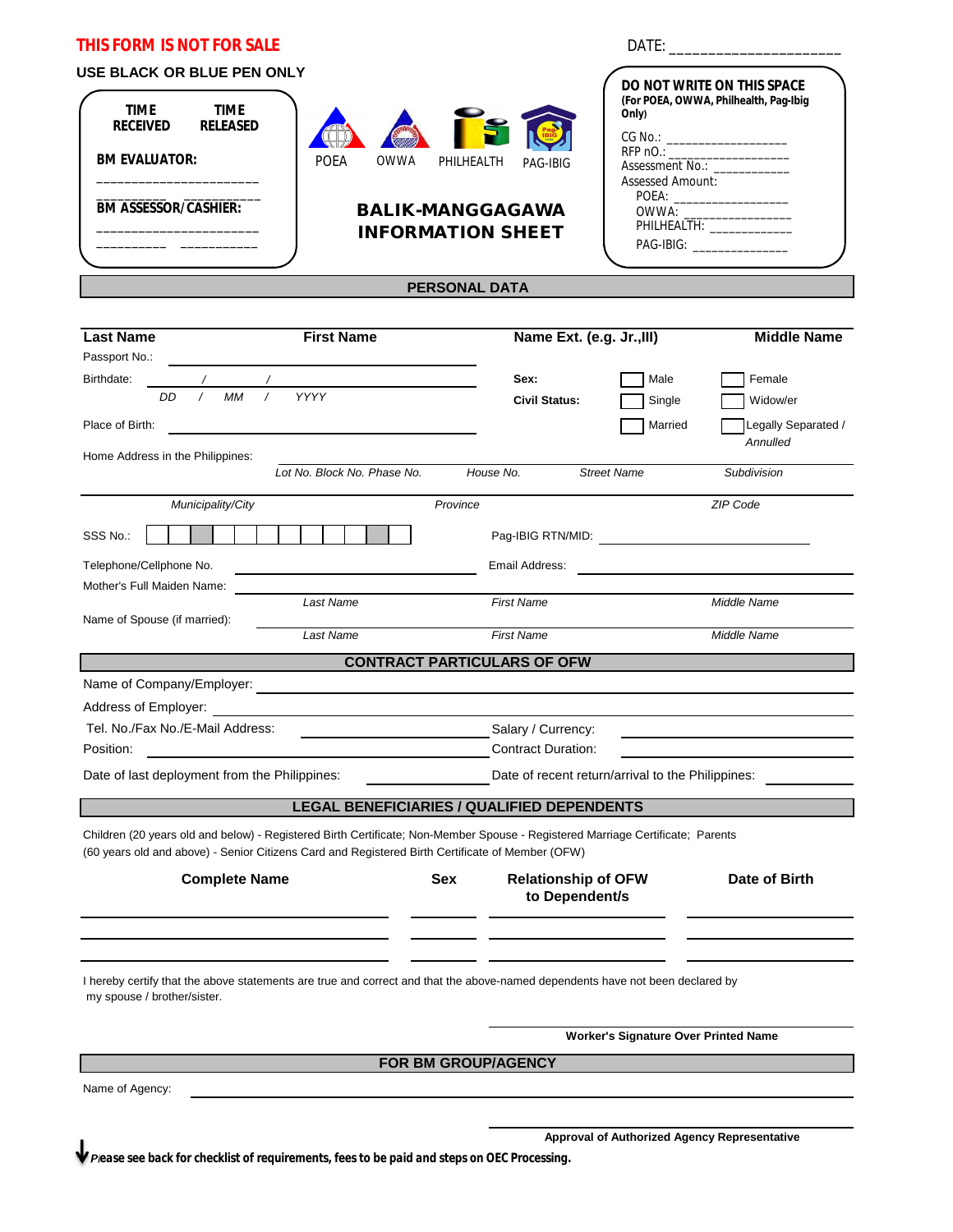**THIS FORM IS NOT FOR SALE**

DATE: ____________________

**USE BLACK OR BLUE PEN ONLY**

| TIME RECEIVED | TIME RELEASED |
|---|---|
| **BM EVALUATOR:** ____________________ | __________ __________ |
| **BM ASSESSOR/CASHIER:** ____________________ | __________ __________ |

POEA OWWA PHILHEALTH PAG-IBIG

# BALIK-MANGGAGAWA INFORMATION SHEET

**DO NOT WRITE ON THIS SPACE**
**(For POEA, OWWA, Philhealth, Pag-Ibig Only)**

CG No.: ________________
RFP nO.: ________________
Assessment No.: ___________
Assessed Amount:
POEA: ________________
OWWA: ________________
PHILHEALTH: ____________
PAG-IBIG: ______________

## PERSONAL DATA

| **Last Name** | **First Name** | **Name Ext. (e.g. Jr.,III)** | **Middle Name** |
|---|---|---|---|

Passport No.: ____________________

Birthdate: ___ / ___ / ______ (*DD / MM / YYYY*)

**Sex:** ☐ Male ☐ Female

**Civil Status:** ☐ Single ☐ Widow/er ☐ Married ☐ Legally Separated / *Annulled*

Place of Birth: ____________________

Home Address in the Philippines: ____________________

| *Lot No. Block No. Phase No.* | *House No.* | *Street Name* | *Subdivision* |
|---|---|---|---|

| *Municipality/City* | *Province* | *ZIP Code* |
|---|---|---|

SSS No.: ☐☐☐☐☐☐☐☐☐☐☐☐

Pag-IBIG RTN/MID: ____________________

Telephone/Cellphone No. ____________________

Email Address: ____________________

Mother's Full Maiden Name: ____________________

| *Last Name* | *First Name* | *Middle Name* |
|---|---|---|

Name of Spouse (if married): ____________________

| *Last Name* | *First Name* | *Middle Name* |
|---|---|---|

## CONTRACT PARTICULARS OF OFW

Name of Company/Employer: ____________________

Address of Employer: ____________________

Tel. No./Fax No./E-Mail Address: ____________________

Salary / Currency: ____________________

Position: ____________________

Contract Duration: ____________________

Date of last deployment from the Philippines: ____________________

Date of recent return/arrival to the Philippines: ____________________

## LEGAL BENEFICIARIES / QUALIFIED DEPENDENTS

Children (20 years old and below) - Registered Birth Certificate; Non-Member Spouse - Registered Marriage Certificate; Parents (60 years old and above) - Senior Citizens Card and Registered Birth Certificate of Member (OFW)

| Complete Name | Sex | Relationship of OFW to Dependent/s | Date of Birth |
|---|---|---|---|
| | | | |
| | | | |
| | | | |

I hereby certify that the above statements are true and correct and that the above-named dependents have not been declared by my spouse / brother/sister.

____________________
**Worker's Signature Over Printed Name**

## FOR BM GROUP/AGENCY

Name of Agency: ____________________

____________________
**Approval of Authorized Agency Representative**

**Please see back for checklist of requirements, fees to be paid and steps on OEC Processing.**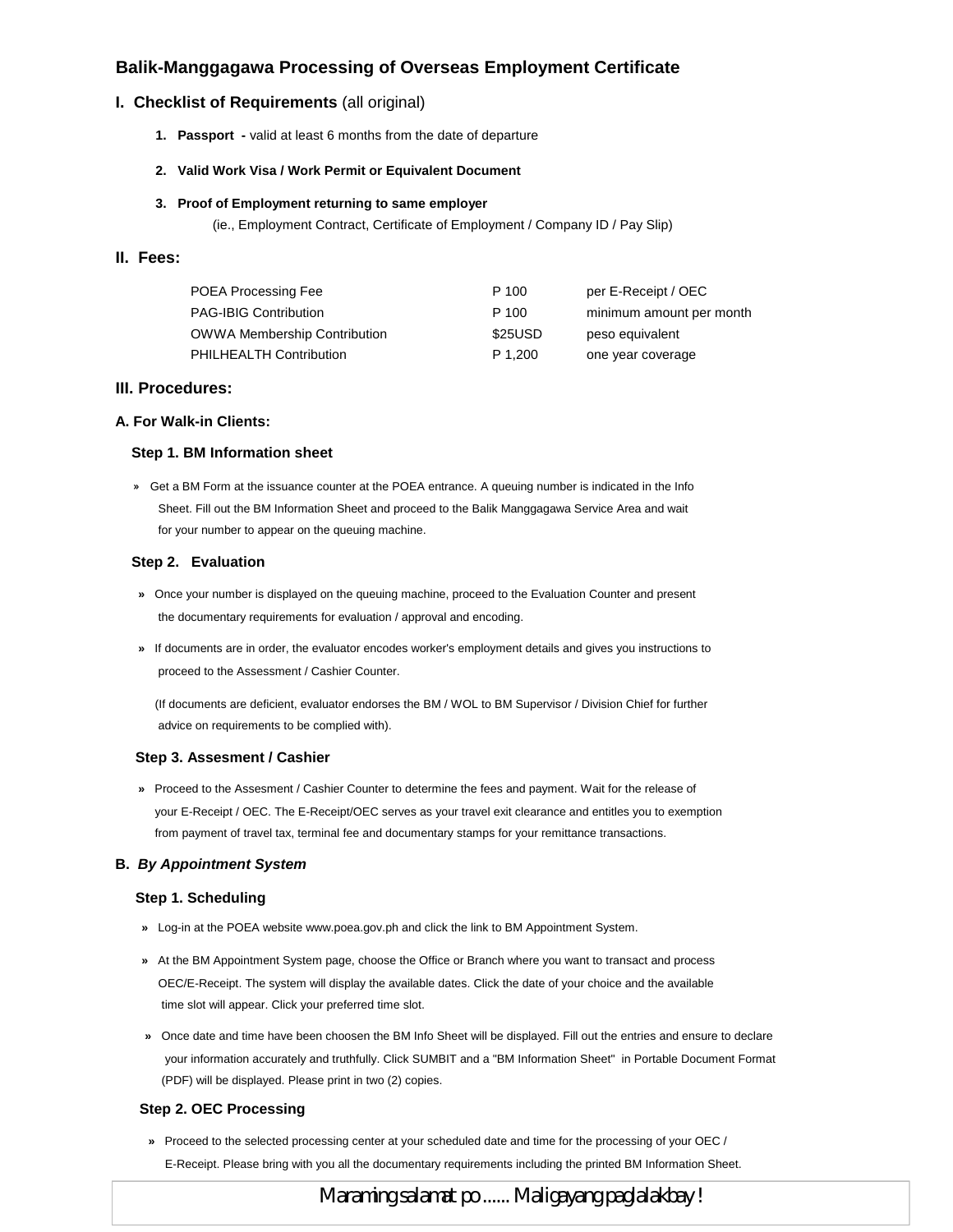## Balik-Manggagawa Processing of Overseas Employment Certificate

### I. Checklist of Requirements (all original)

1. **Passport -** valid at least 6 months from the date of departure
2. **Valid Work Visa / Work Permit or Equivalent Document**
3. **Proof of Employment returning to same employer**
   (ie., Employment Contract, Certificate of Employment / Company ID / Pay Slip)

### II. Fees:

| | | |
|---|---|---|
| POEA Processing Fee | P 100 | per E-Receipt / OEC |
| PAG-IBIG Contribution | P 100 | minimum amount per month |
| OWWA Membership Contribution | $25USD | peso equivalent |
| PHILHEALTH Contribution | P 1,200 | one year coverage |

### III. Procedures:

#### A. For Walk-in Clients:

**Step 1. BM Information sheet**

» Get a BM Form at the issuance counter at the POEA entrance. A queuing number is indicated in the Info Sheet. Fill out the BM Information Sheet and proceed to the Balik Manggagawa Service Area and wait for your number to appear on the queuing machine.

**Step 2. Evaluation**

» Once your number is displayed on the queuing machine, proceed to the Evaluation Counter and present the documentary requirements for evaluation / approval and encoding.

» If documents are in order, the evaluator encodes worker's employment details and gives you instructions to proceed to the Assessment / Cashier Counter.

(If documents are deficient, evaluator endorses the BM / WOL to BM Supervisor / Division Chief for further advice on requirements to be complied with).

**Step 3. Assesment / Cashier**

» Proceed to the Assesment / Cashier Counter to determine the fees and payment. Wait for the release of your E-Receipt / OEC. The E-Receipt/OEC serves as your travel exit clearance and entitles you to exemption from payment of travel tax, terminal fee and documentary stamps for your remittance transactions.

#### B. *By Appointment System*

**Step 1. Scheduling**

» Log-in at the POEA website www.poea.gov.ph and click the link to BM Appointment System.

» At the BM Appointment System page, choose the Office or Branch where you want to transact and process OEC/E-Receipt. The system will display the available dates. Click the date of your choice and the available time slot will appear. Click your preferred time slot.

» Once date and time have been choosen the BM Info Sheet will be displayed. Fill out the entries and ensure to declare your information accurately and truthfully. Click SUMBIT and a "BM Information Sheet" in Portable Document Format (PDF) will be displayed. Please print in two (2) copies.

**Step 2. OEC Processing**

» Proceed to the selected processing center at your scheduled date and time for the processing of your OEC / E-Receipt. Please bring with you all the documentary requirements including the printed BM Information Sheet.

Maraming salamat po ...... Maligayang paglalakbay !